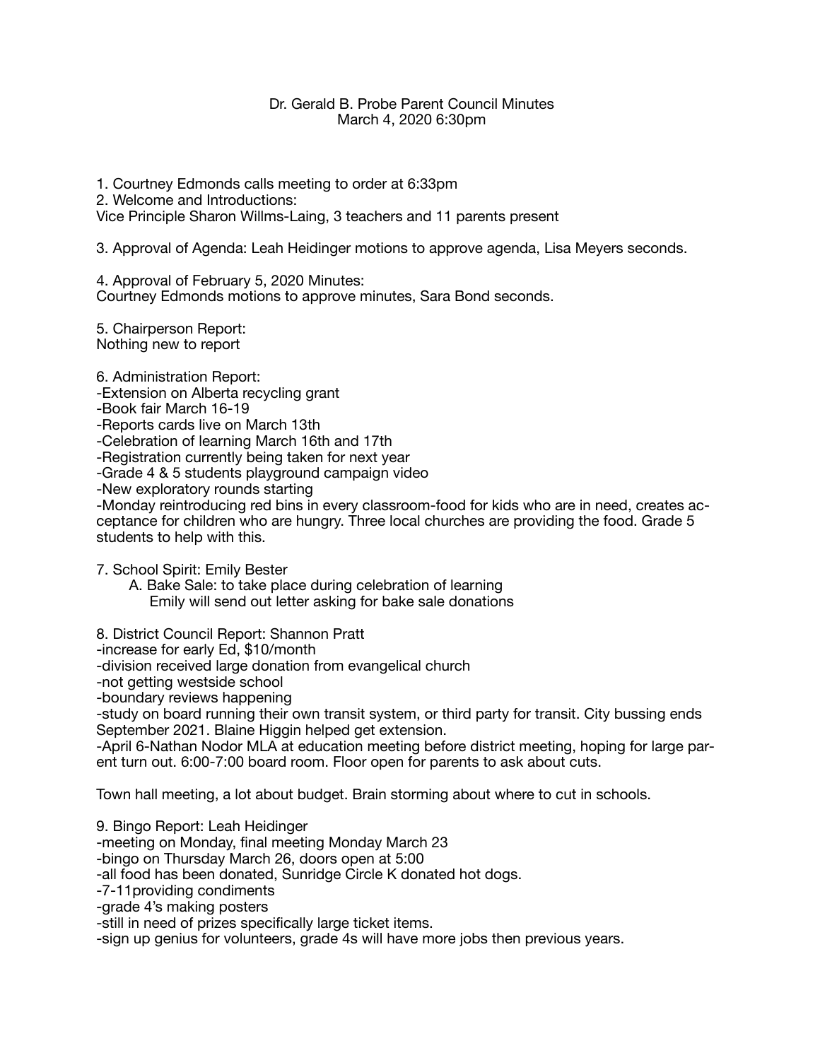Dr. Gerald B. Probe Parent Council Minutes
March 4, 2020 6:30pm

1. Courtney Edmonds calls meeting to order at 6:33pm
2. Welcome and Introductions:
Vice Principle Sharon Willms-Laing, 3 teachers and 11 parents present

3. Approval of Agenda: Leah Heidinger motions to approve agenda, Lisa Meyers seconds.

4. Approval of February 5, 2020 Minutes:
Courtney Edmonds motions to approve minutes, Sara Bond seconds.

5. Chairperson Report:
Nothing new to report

6. Administration Report:
-Extension on Alberta recycling grant
-Book fair March 16-19
-Reports cards live on March 13th
-Celebration of learning March 16th and 17th
-Registration currently being taken for next year
-Grade 4 & 5 students playground campaign video
-New exploratory rounds starting
-Monday reintroducing red bins in every classroom-food for kids who are in need, creates acceptance for children who are hungry. Three local churches are providing the food. Grade 5 students to help with this.

7. School Spirit: Emily Bester
   A. Bake Sale: to take place during celebration of learning
      Emily will send out letter asking for bake sale donations

8. District Council Report: Shannon Pratt
-increase for early Ed, $10/month
-division received large donation from evangelical church
-not getting westside school
-boundary reviews happening
-study on board running their own transit system, or third party for transit. City bussing ends September 2021. Blaine Higgin helped get extension.
-April 6-Nathan Nodor MLA at education meeting before district meeting, hoping for large parent turn out. 6:00-7:00 board room. Floor open for parents to ask about cuts.

Town hall meeting, a lot about budget. Brain storming about where to cut in schools.

9. Bingo Report: Leah Heidinger
-meeting on Monday, final meeting Monday March 23
-bingo on Thursday March 26, doors open at 5:00
-all food has been donated, Sunridge Circle K donated hot dogs.
-7-11providing condiments
-grade 4's making posters
-still in need of prizes specifically large ticket items.
-sign up genius for volunteers, grade 4s will have more jobs then previous years.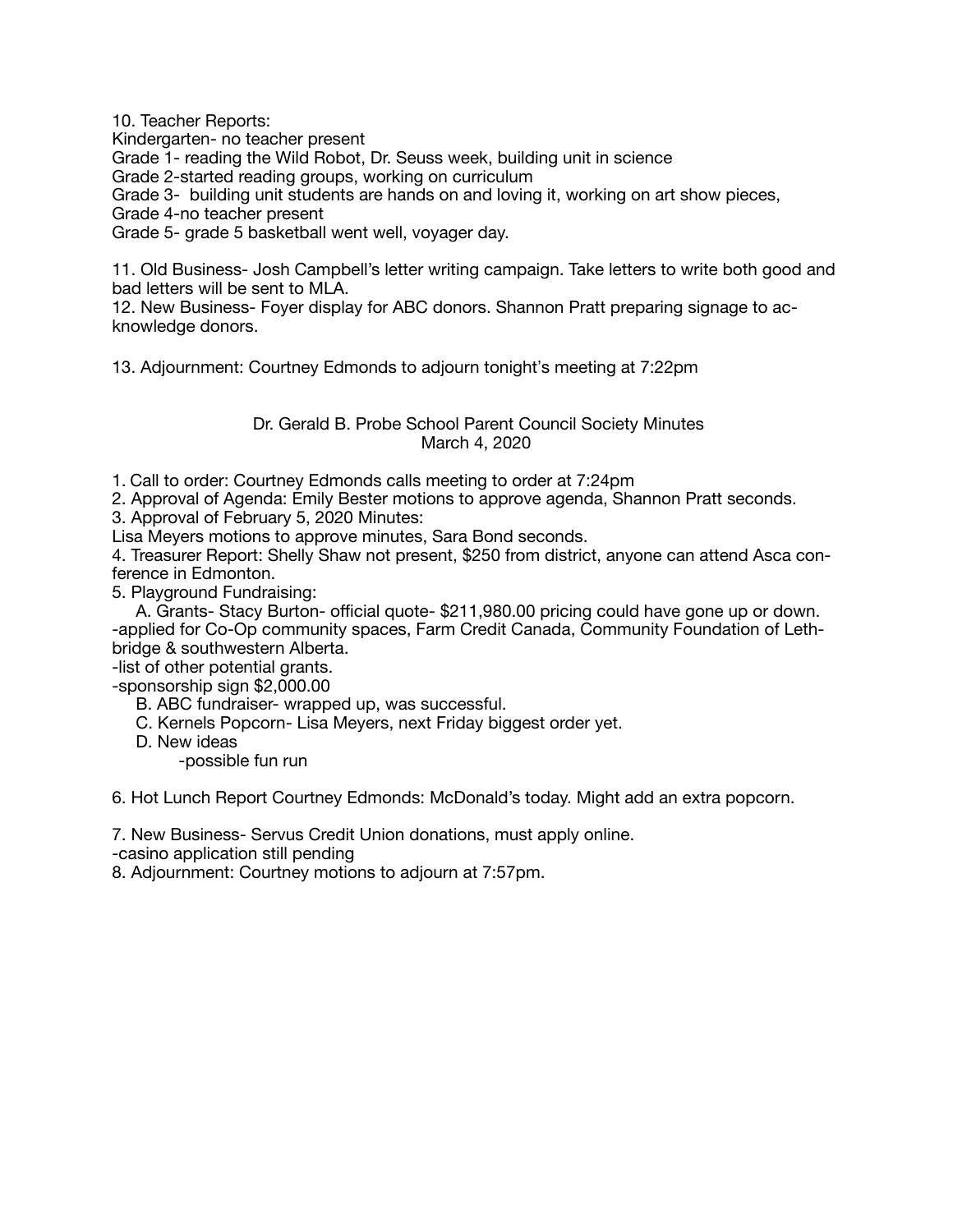10. Teacher Reports:
Kindergarten- no teacher present
Grade 1- reading the Wild Robot, Dr. Seuss week, building unit in science
Grade 2-started reading groups, working on curriculum
Grade 3- building unit students are hands on and loving it, working on art show pieces,
Grade 4-no teacher present
Grade 5- grade 5 basketball went well, voyager day.

11. Old Business- Josh Campbell's letter writing campaign. Take letters to write both good and bad letters will be sent to MLA.
12. New Business- Foyer display for ABC donors. Shannon Pratt preparing signage to acknowledge donors.

13. Adjournment: Courtney Edmonds to adjourn tonight's meeting at 7:22pm

## Dr. Gerald B. Probe School Parent Council Society Minutes
## March 4, 2020

1. Call to order: Courtney Edmonds calls meeting to order at 7:24pm
2. Approval of Agenda: Emily Bester motions to approve agenda, Shannon Pratt seconds.
3. Approval of February 5, 2020 Minutes:
Lisa Meyers motions to approve minutes, Sara Bond seconds.
4. Treasurer Report: Shelly Shaw not present, $250 from district, anyone can attend Asca conference in Edmonton.
5. Playground Fundraising:
   A. Grants- Stacy Burton- official quote- $211,980.00 pricing could have gone up or down.
-applied for Co-Op community spaces, Farm Credit Canada, Community Foundation of Lethbridge & southwestern Alberta.
-list of other potential grants.
-sponsorship sign $2,000.00
   B. ABC fundraiser- wrapped up, was successful.
   C. Kernels Popcorn- Lisa Meyers, next Friday biggest order yet.
   D. New ideas
      -possible fun run

6. Hot Lunch Report Courtney Edmonds: McDonald's today. Might add an extra popcorn.

7. New Business- Servus Credit Union donations, must apply online.
-casino application still pending
8. Adjournment: Courtney motions to adjourn at 7:57pm.